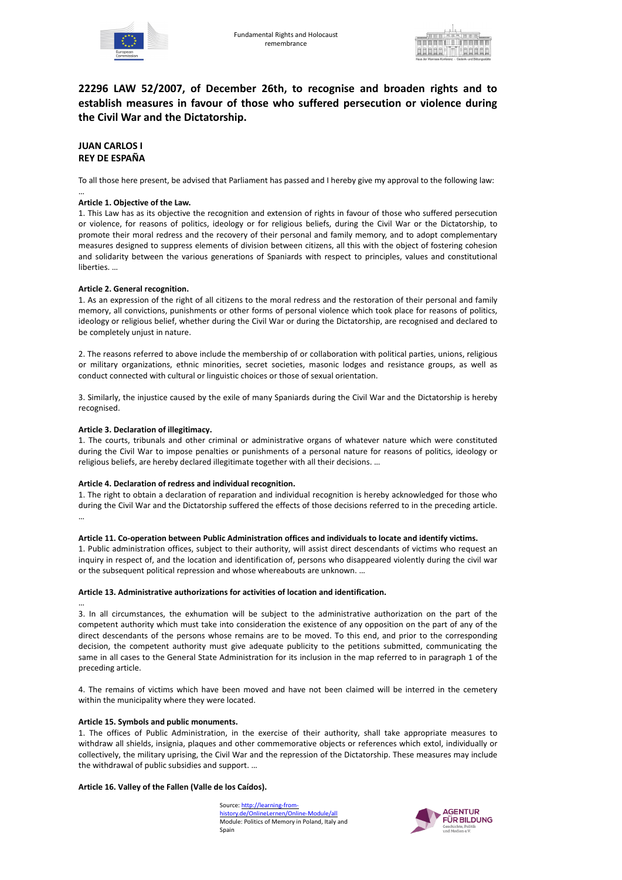# 22296 LAW 52/2007, of December 26th, to recognise and broaden rights and to establish measures in favour of those who suffered persecution or violence during the Civil War and the Dictatorship.

**JUAN CARLOS I**
**REY DE ESPAÑA**

To all those here present, be advised that Parliament has passed and I hereby give my approval to the following law:

…

**Article 1. Objective of the Law.**

1. This Law has as its objective the recognition and extension of rights in favour of those who suffered persecution or violence, for reasons of politics, ideology or for religious beliefs, during the Civil War or the Dictatorship, to promote their moral redress and the recovery of their personal and family memory, and to adopt complementary measures designed to suppress elements of division between citizens, all this with the object of fostering cohesion and solidarity between the various generations of Spaniards with respect to principles, values and constitutional liberties. …

**Article 2. General recognition.**

1. As an expression of the right of all citizens to the moral redress and the restoration of their personal and family memory, all convictions, punishments or other forms of personal violence which took place for reasons of politics, ideology or religious belief, whether during the Civil War or during the Dictatorship, are recognised and declared to be completely unjust in nature.

2. The reasons referred to above include the membership of or collaboration with political parties, unions, religious or military organizations, ethnic minorities, secret societies, masonic lodges and resistance groups, as well as conduct connected with cultural or linguistic choices or those of sexual orientation.

3. Similarly, the injustice caused by the exile of many Spaniards during the Civil War and the Dictatorship is hereby recognised.

**Article 3. Declaration of illegitimacy.**

1. The courts, tribunals and other criminal or administrative organs of whatever nature which were constituted during the Civil War to impose penalties or punishments of a personal nature for reasons of politics, ideology or religious beliefs, are hereby declared illegitimate together with all their decisions. …

**Article 4. Declaration of redress and individual recognition.**

1. The right to obtain a declaration of reparation and individual recognition is hereby acknowledged for those who during the Civil War and the Dictatorship suffered the effects of those decisions referred to in the preceding article. …

**Article 11. Co-operation between Public Administration offices and individuals to locate and identify victims.**

1. Public administration offices, subject to their authority, will assist direct descendants of victims who request an inquiry in respect of, and the location and identification of, persons who disappeared violently during the civil war or the subsequent political repression and whose whereabouts are unknown. …

**Article 13. Administrative authorizations for activities of location and identification.**

…

3. In all circumstances, the exhumation will be subject to the administrative authorization on the part of the competent authority which must take into consideration the existence of any opposition on the part of any of the direct descendants of the persons whose remains are to be moved. To this end, and prior to the corresponding decision, the competent authority must give adequate publicity to the petitions submitted, communicating the same in all cases to the General State Administration for its inclusion in the map referred to in paragraph 1 of the preceding article.

4. The remains of victims which have been moved and have not been claimed will be interred in the cemetery within the municipality where they were located.

**Article 15. Symbols and public monuments.**

1. The offices of Public Administration, in the exercise of their authority, shall take appropriate measures to withdraw all shields, insignia, plaques and other commemorative objects or references which extol, individually or collectively, the military uprising, the Civil War and the repression of the Dictatorship. These measures may include the withdrawal of public subsidies and support. …

**Article 16. Valley of the Fallen (Valle de los Caídos).**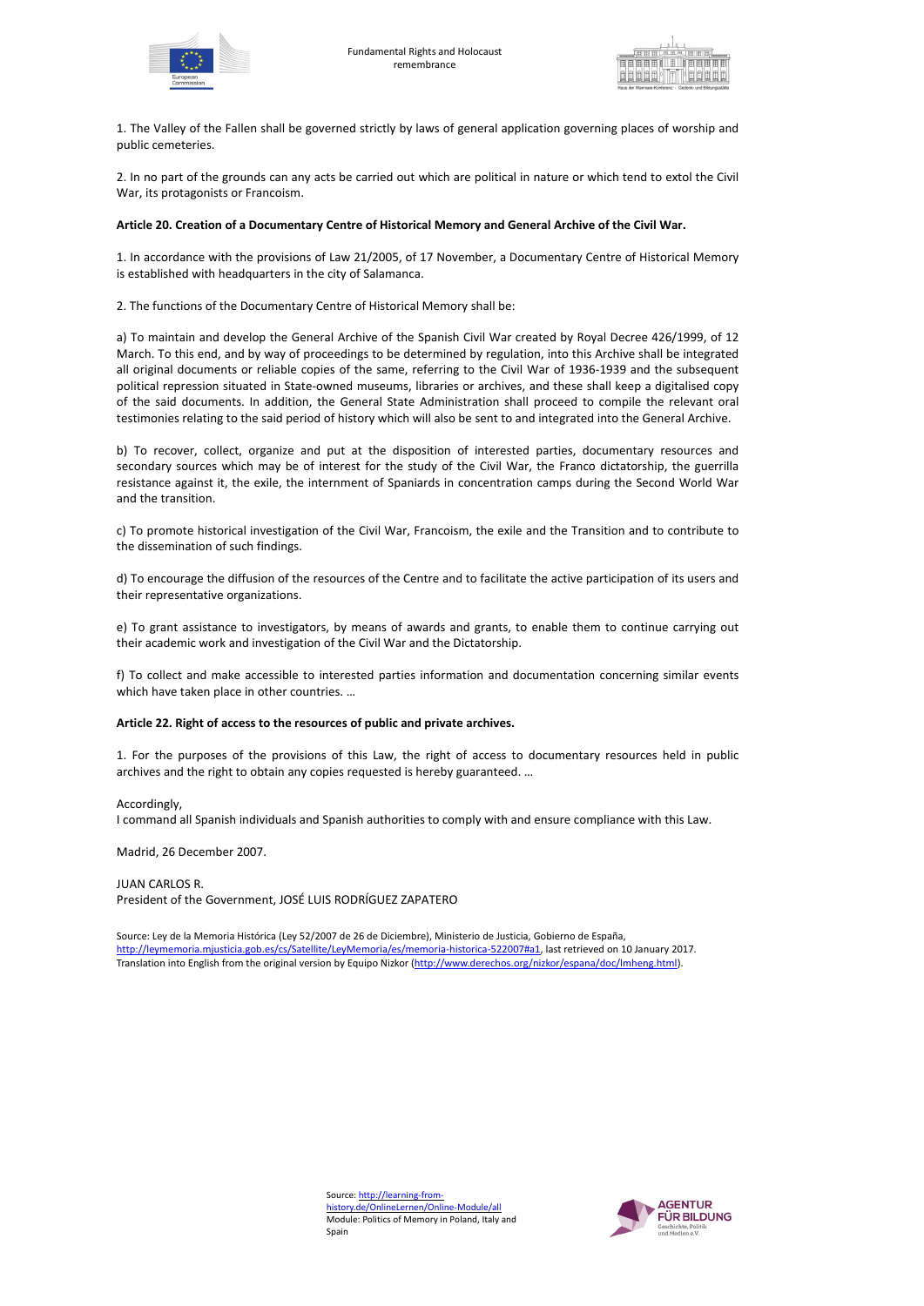1. The Valley of the Fallen shall be governed strictly by laws of general application governing places of worship and public cemeteries.

2. In no part of the grounds can any acts be carried out which are political in nature or which tend to extol the Civil War, its protagonists or Francoism.

**Article 20. Creation of a Documentary Centre of Historical Memory and General Archive of the Civil War.**

1. In accordance with the provisions of Law 21/2005, of 17 November, a Documentary Centre of Historical Memory is established with headquarters in the city of Salamanca.

2. The functions of the Documentary Centre of Historical Memory shall be:

a) To maintain and develop the General Archive of the Spanish Civil War created by Royal Decree 426/1999, of 12 March. To this end, and by way of proceedings to be determined by regulation, into this Archive shall be integrated all original documents or reliable copies of the same, referring to the Civil War of 1936-1939 and the subsequent political repression situated in State-owned museums, libraries or archives, and these shall keep a digitalised copy of the said documents. In addition, the General State Administration shall proceed to compile the relevant oral testimonies relating to the said period of history which will also be sent to and integrated into the General Archive.

b) To recover, collect, organize and put at the disposition of interested parties, documentary resources and secondary sources which may be of interest for the study of the Civil War, the Franco dictatorship, the guerrilla resistance against it, the exile, the internment of Spaniards in concentration camps during the Second World War and the transition.

c) To promote historical investigation of the Civil War, Francoism, the exile and the Transition and to contribute to the dissemination of such findings.

d) To encourage the diffusion of the resources of the Centre and to facilitate the active participation of its users and their representative organizations.

e) To grant assistance to investigators, by means of awards and grants, to enable them to continue carrying out their academic work and investigation of the Civil War and the Dictatorship.

f) To collect and make accessible to interested parties information and documentation concerning similar events which have taken place in other countries. …

**Article 22. Right of access to the resources of public and private archives.**

1. For the purposes of the provisions of this Law, the right of access to documentary resources held in public archives and the right to obtain any copies requested is hereby guaranteed. …

Accordingly,
I command all Spanish individuals and Spanish authorities to comply with and ensure compliance with this Law.

Madrid, 26 December 2007.

JUAN CARLOS R.
President of the Government, JOSÉ LUIS RODRÍGUEZ ZAPATERO

Source: Ley de la Memoria Histórica (Ley 52/2007 de 26 de Diciembre), Ministerio de Justicia, Gobierno de España, http://leymemoria.mjusticia.gob.es/cs/Satellite/LeyMemoria/es/memoria-historica-522007#a1, last retrieved on 10 January 2017. Translation into English from the original version by Equipo Nizkor (http://www.derechos.org/nizkor/espana/doc/lmheng.html).